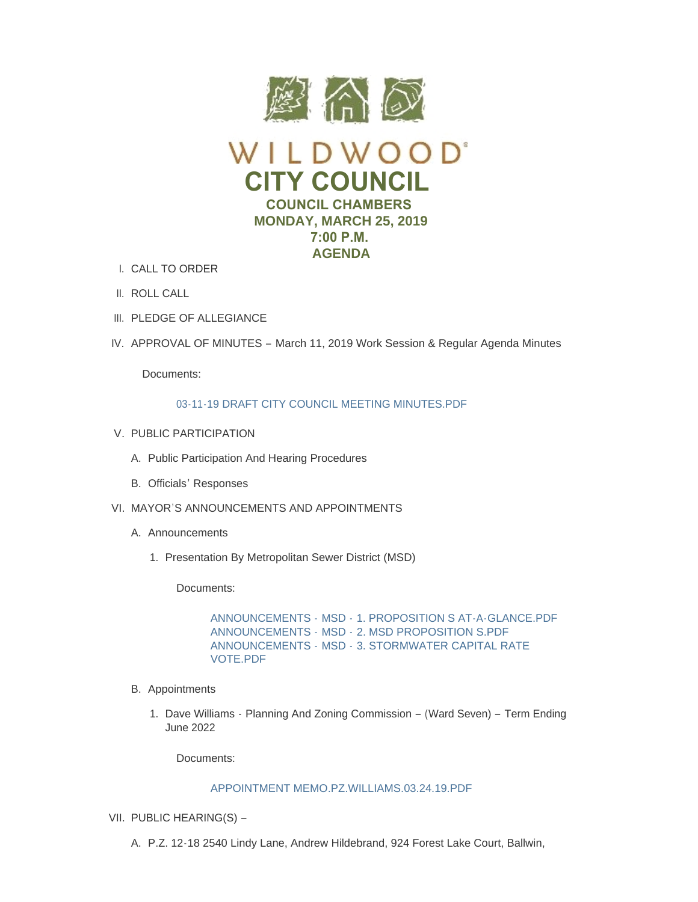# WILDWOOD
# CITY COUNCIL
## COUNCIL CHAMBERS
## MONDAY, MARCH 25, 2019
## 7:00 P.M.
## AGENDA

I. CALL TO ORDER

II. ROLL CALL

III. PLEDGE OF ALLEGIANCE

IV. APPROVAL OF MINUTES – March 11, 2019 Work Session & Regular Agenda Minutes

Documents:

03-11-19 DRAFT CITY COUNCIL MEETING MINUTES.PDF

V. PUBLIC PARTICIPATION

A. Public Participation And Hearing Procedures

B. Officials' Responses

VI. MAYOR'S ANNOUNCEMENTS AND APPOINTMENTS

A. Announcements

1. Presentation By Metropolitan Sewer District (MSD)

Documents:

ANNOUNCEMENTS - MSD - 1. PROPOSITION S AT-A-GLANCE.PDF
ANNOUNCEMENTS - MSD - 2. MSD PROPOSITION S.PDF
ANNOUNCEMENTS - MSD - 3. STORMWATER CAPITAL RATE VOTE.PDF

B. Appointments

1. Dave Williams - Planning And Zoning Commission – (Ward Seven) – Term Ending June 2022

Documents:

APPOINTMENT MEMO.PZ.WILLIAMS.03.24.19.PDF

VII. PUBLIC HEARING(S) –

A. P.Z. 12-18 2540 Lindy Lane, Andrew Hildebrand, 924 Forest Lake Court, Ballwin,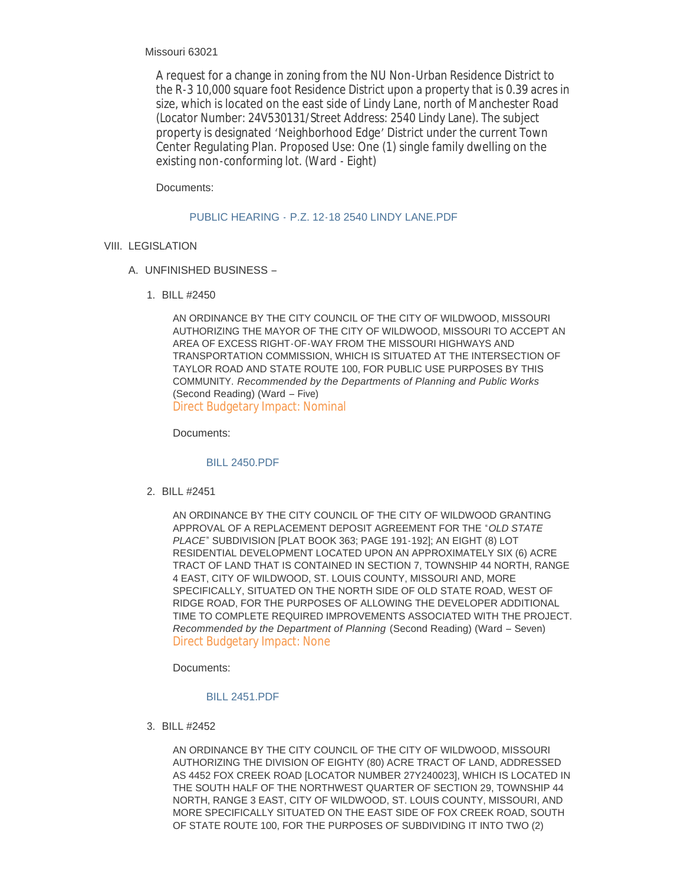Missouri 63021

A request for a change in zoning from the NU Non-Urban Residence District to the R-3 10,000 square foot Residence District upon a property that is 0.39 acres in size, which is located on the east side of Lindy Lane, north of Manchester Road (Locator Number: 24V530131/Street Address: 2540 Lindy Lane). The subject property is designated 'Neighborhood Edge' District under the current Town Center Regulating Plan. Proposed Use: One (1) single family dwelling on the existing non-conforming lot. (Ward - Eight)

Documents:

PUBLIC HEARING - P.Z. 12-18 2540 LINDY LANE.PDF

VIII. LEGISLATION

A. UNFINISHED BUSINESS –

1. BILL #2450

AN ORDINANCE BY THE CITY COUNCIL OF THE CITY OF WILDWOOD, MISSOURI AUTHORIZING THE MAYOR OF THE CITY OF WILDWOOD, MISSOURI TO ACCEPT AN AREA OF EXCESS RIGHT-OF-WAY FROM THE MISSOURI HIGHWAYS AND TRANSPORTATION COMMISSION, WHICH IS SITUATED AT THE INTERSECTION OF TAYLOR ROAD AND STATE ROUTE 100, FOR PUBLIC USE PURPOSES BY THIS COMMUNITY. *Recommended by the Departments of Planning and Public Works* (Second Reading) (Ward – Five)
Direct Budgetary Impact: Nominal

Documents:

BILL 2450.PDF

2. BILL #2451

AN ORDINANCE BY THE CITY COUNCIL OF THE CITY OF WILDWOOD GRANTING APPROVAL OF A REPLACEMENT DEPOSIT AGREEMENT FOR THE "*OLD STATE PLACE*" SUBDIVISION [PLAT BOOK 363; PAGE 191-192]; AN EIGHT (8) LOT RESIDENTIAL DEVELOPMENT LOCATED UPON AN APPROXIMATELY SIX (6) ACRE TRACT OF LAND THAT IS CONTAINED IN SECTION 7, TOWNSHIP 44 NORTH, RANGE 4 EAST, CITY OF WILDWOOD, ST. LOUIS COUNTY, MISSOURI AND, MORE SPECIFICALLY, SITUATED ON THE NORTH SIDE OF OLD STATE ROAD, WEST OF RIDGE ROAD, FOR THE PURPOSES OF ALLOWING THE DEVELOPER ADDITIONAL TIME TO COMPLETE REQUIRED IMPROVEMENTS ASSOCIATED WITH THE PROJECT. *Recommended by the Department of Planning* (Second Reading) (Ward – Seven)
Direct Budgetary Impact: None

Documents:

BILL 2451.PDF

3. BILL #2452

AN ORDINANCE BY THE CITY COUNCIL OF THE CITY OF WILDWOOD, MISSOURI AUTHORIZING THE DIVISION OF EIGHTY (80) ACRE TRACT OF LAND, ADDRESSED AS 4452 FOX CREEK ROAD [LOCATOR NUMBER 27Y240023], WHICH IS LOCATED IN THE SOUTH HALF OF THE NORTHWEST QUARTER OF SECTION 29, TOWNSHIP 44 NORTH, RANGE 3 EAST, CITY OF WILDWOOD, ST. LOUIS COUNTY, MISSOURI, AND MORE SPECIFICALLY SITUATED ON THE EAST SIDE OF FOX CREEK ROAD, SOUTH OF STATE ROUTE 100, FOR THE PURPOSES OF SUBDIVIDING IT INTO TWO (2)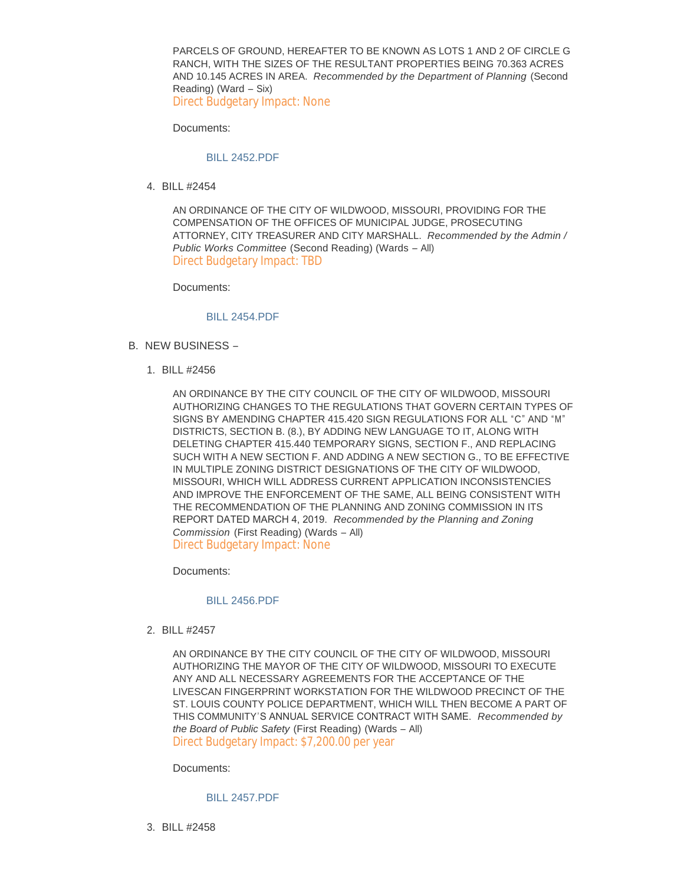PARCELS OF GROUND, HEREAFTER TO BE KNOWN AS LOTS 1 AND 2 OF CIRCLE G RANCH, WITH THE SIZES OF THE RESULTANT PROPERTIES BEING 70.363 ACRES AND 10.145 ACRES IN AREA. *Recommended by the Department of Planning* (Second Reading) (Ward – Six)
Direct Budgetary Impact: None

Documents:

BILL 2452.PDF

4. BILL #2454

AN ORDINANCE OF THE CITY OF WILDWOOD, MISSOURI, PROVIDING FOR THE COMPENSATION OF THE OFFICES OF MUNICIPAL JUDGE, PROSECUTING ATTORNEY, CITY TREASURER AND CITY MARSHALL. *Recommended by the Admin / Public Works Committee* (Second Reading) (Wards – All)
Direct Budgetary Impact: TBD

Documents:

BILL 2454.PDF

B. NEW BUSINESS –

1. BILL #2456

AN ORDINANCE BY THE CITY COUNCIL OF THE CITY OF WILDWOOD, MISSOURI AUTHORIZING CHANGES TO THE REGULATIONS THAT GOVERN CERTAIN TYPES OF SIGNS BY AMENDING CHAPTER 415.420 SIGN REGULATIONS FOR ALL "C" AND "M" DISTRICTS, SECTION B. (8.), BY ADDING NEW LANGUAGE TO IT, ALONG WITH DELETING CHAPTER 415.440 TEMPORARY SIGNS, SECTION F., AND REPLACING SUCH WITH A NEW SECTION F. AND ADDING A NEW SECTION G., TO BE EFFECTIVE IN MULTIPLE ZONING DISTRICT DESIGNATIONS OF THE CITY OF WILDWOOD, MISSOURI, WHICH WILL ADDRESS CURRENT APPLICATION INCONSISTENCIES AND IMPROVE THE ENFORCEMENT OF THE SAME, ALL BEING CONSISTENT WITH THE RECOMMENDATION OF THE PLANNING AND ZONING COMMISSION IN ITS REPORT DATED MARCH 4, 2019. *Recommended by the Planning and Zoning Commission* (First Reading) (Wards – All)
Direct Budgetary Impact: None

Documents:

BILL 2456.PDF

2. BILL #2457

AN ORDINANCE BY THE CITY COUNCIL OF THE CITY OF WILDWOOD, MISSOURI AUTHORIZING THE MAYOR OF THE CITY OF WILDWOOD, MISSOURI TO EXECUTE ANY AND ALL NECESSARY AGREEMENTS FOR THE ACCEPTANCE OF THE LIVESCAN FINGERPRINT WORKSTATION FOR THE WILDWOOD PRECINCT OF THE ST. LOUIS COUNTY POLICE DEPARTMENT, WHICH WILL THEN BECOME A PART OF THIS COMMUNITY'S ANNUAL SERVICE CONTRACT WITH SAME. *Recommended by the Board of Public Safety* (First Reading) (Wards – All)
Direct Budgetary Impact: $7,200.00 per year

Documents:

BILL 2457.PDF

3. BILL #2458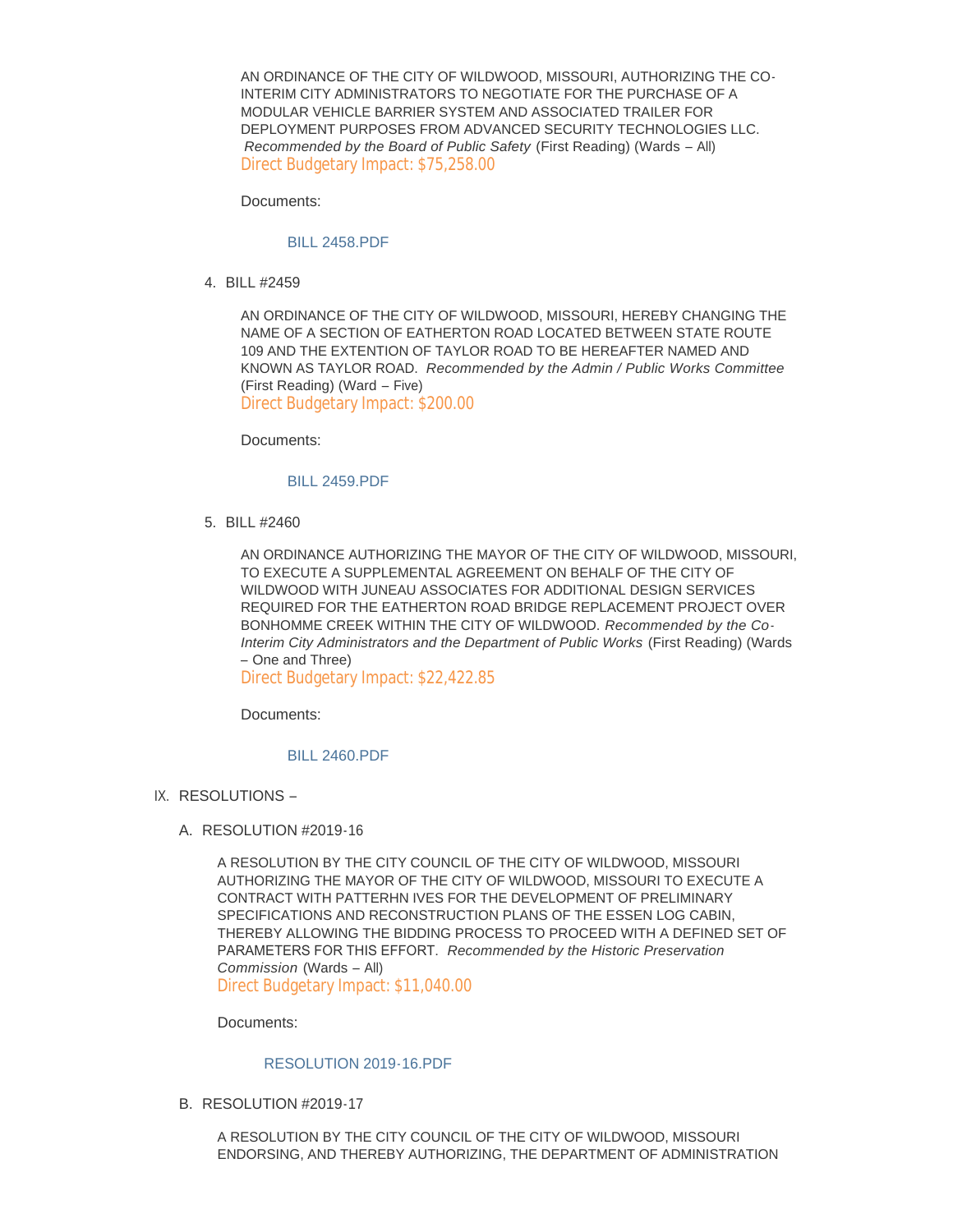AN ORDINANCE OF THE CITY OF WILDWOOD, MISSOURI, AUTHORIZING THE CO-INTERIM CITY ADMINISTRATORS TO NEGOTIATE FOR THE PURCHASE OF A MODULAR VEHICLE BARRIER SYSTEM AND ASSOCIATED TRAILER FOR DEPLOYMENT PURPOSES FROM ADVANCED SECURITY TECHNOLOGIES LLC. *Recommended by the Board of Public Safety* (First Reading) (Wards – All)
Direct Budgetary Impact: $75,258.00

Documents:

BILL 2458.PDF

4. BILL #2459

AN ORDINANCE OF THE CITY OF WILDWOOD, MISSOURI, HEREBY CHANGING THE NAME OF A SECTION OF EATHERTON ROAD LOCATED BETWEEN STATE ROUTE 109 AND THE EXTENTION OF TAYLOR ROAD TO BE HEREAFTER NAMED AND KNOWN AS TAYLOR ROAD. *Recommended by the Admin / Public Works Committee* (First Reading) (Ward – Five)
Direct Budgetary Impact: $200.00

Documents:

BILL 2459.PDF

5. BILL #2460

AN ORDINANCE AUTHORIZING THE MAYOR OF THE CITY OF WILDWOOD, MISSOURI, TO EXECUTE A SUPPLEMENTAL AGREEMENT ON BEHALF OF THE CITY OF WILDWOOD WITH JUNEAU ASSOCIATES FOR ADDITIONAL DESIGN SERVICES REQUIRED FOR THE EATHERTON ROAD BRIDGE REPLACEMENT PROJECT OVER BONHOMME CREEK WITHIN THE CITY OF WILDWOOD. *Recommended by the Co-Interim City Administrators and the Department of Public Works* (First Reading) (Wards – One and Three)
Direct Budgetary Impact: $22,422.85

Documents:

BILL 2460.PDF

IX. RESOLUTIONS –

A. RESOLUTION #2019-16

A RESOLUTION BY THE CITY COUNCIL OF THE CITY OF WILDWOOD, MISSOURI AUTHORIZING THE MAYOR OF THE CITY OF WILDWOOD, MISSOURI TO EXECUTE A CONTRACT WITH PATTERHN IVES FOR THE DEVELOPMENT OF PRELIMINARY SPECIFICATIONS AND RECONSTRUCTION PLANS OF THE ESSEN LOG CABIN, THEREBY ALLOWING THE BIDDING PROCESS TO PROCEED WITH A DEFINED SET OF PARAMETERS FOR THIS EFFORT. *Recommended by the Historic Preservation Commission* (Wards – All)
Direct Budgetary Impact: $11,040.00

Documents:

RESOLUTION 2019-16.PDF

B. RESOLUTION #2019-17

A RESOLUTION BY THE CITY COUNCIL OF THE CITY OF WILDWOOD, MISSOURI ENDORSING, AND THEREBY AUTHORIZING, THE DEPARTMENT OF ADMINISTRATION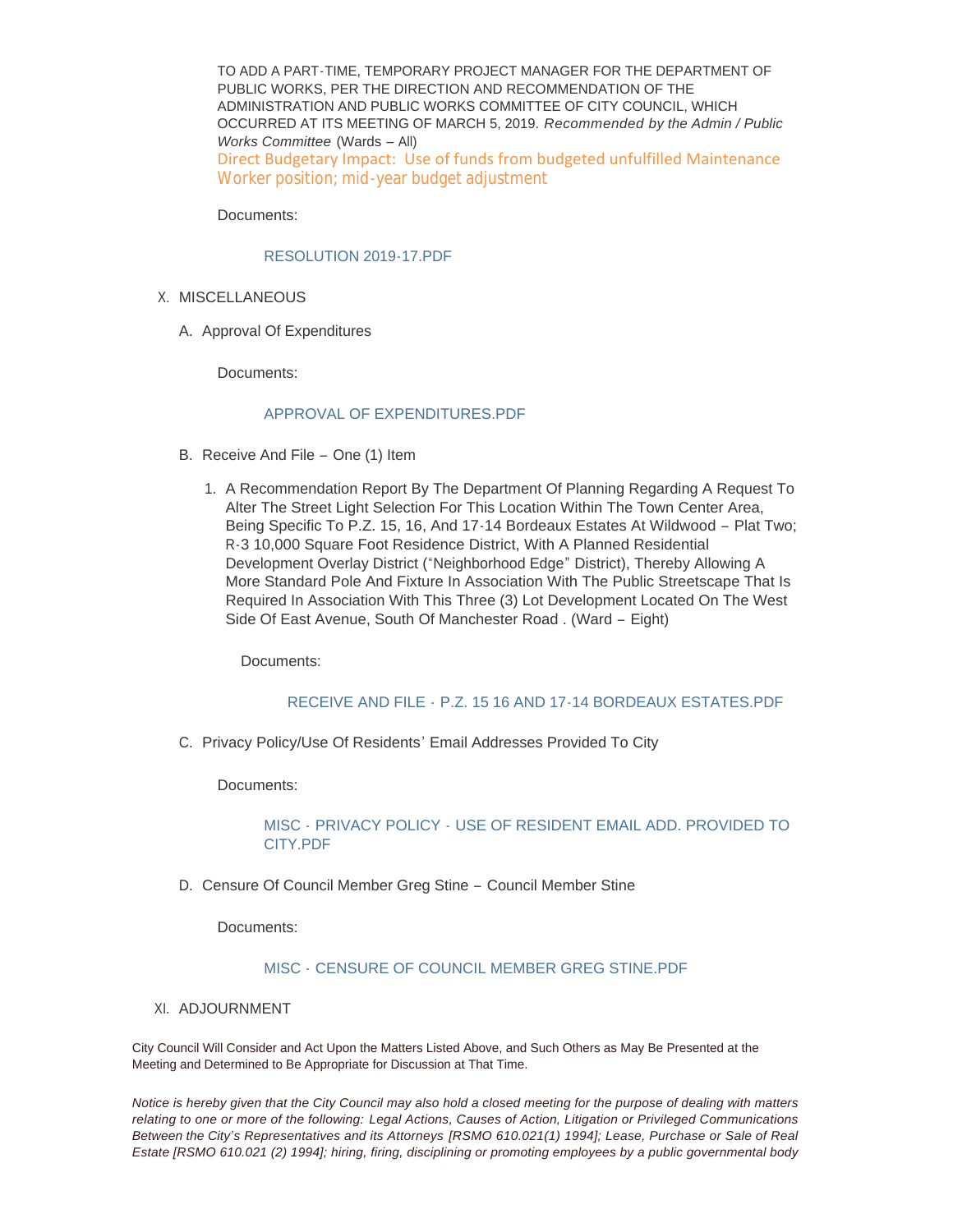TO ADD A PART-TIME, TEMPORARY PROJECT MANAGER FOR THE DEPARTMENT OF PUBLIC WORKS, PER THE DIRECTION AND RECOMMENDATION OF THE ADMINISTRATION AND PUBLIC WORKS COMMITTEE OF CITY COUNCIL, WHICH OCCURRED AT ITS MEETING OF MARCH 5, 2019. *Recommended by the Admin / Public Works Committee* (Wards – All)

Direct Budgetary Impact: Use of funds from budgeted unfulfilled Maintenance Worker position; mid-year budget adjustment

Documents:

RESOLUTION 2019-17.PDF

X. MISCELLANEOUS

A. Approval Of Expenditures

Documents:

APPROVAL OF EXPENDITURES.PDF

B. Receive And File – One (1) Item

1. A Recommendation Report By The Department Of Planning Regarding A Request To Alter The Street Light Selection For This Location Within The Town Center Area, Being Specific To P.Z. 15, 16, And 17-14 Bordeaux Estates At Wildwood – Plat Two; R-3 10,000 Square Foot Residence District, With A Planned Residential Development Overlay District ("Neighborhood Edge" District), Thereby Allowing A More Standard Pole And Fixture In Association With The Public Streetscape That Is Required In Association With This Three (3) Lot Development Located On The West Side Of East Avenue, South Of Manchester Road . (Ward – Eight)

Documents:

RECEIVE AND FILE - P.Z. 15 16 AND 17-14 BORDEAUX ESTATES.PDF

C. Privacy Policy/Use Of Residents' Email Addresses Provided To City

Documents:

MISC - PRIVACY POLICY - USE OF RESIDENT EMAIL ADD. PROVIDED TO CITY.PDF

D. Censure Of Council Member Greg Stine – Council Member Stine

Documents:

MISC - CENSURE OF COUNCIL MEMBER GREG STINE.PDF

XI. ADJOURNMENT

City Council Will Consider and Act Upon the Matters Listed Above, and Such Others as May Be Presented at the Meeting and Determined to Be Appropriate for Discussion at That Time.

*Notice is hereby given that the City Council may also hold a closed meeting for the purpose of dealing with matters relating to one or more of the following: Legal Actions, Causes of Action, Litigation or Privileged Communications Between the City's Representatives and its Attorneys [RSMO 610.021(1) 1994]; Lease, Purchase or Sale of Real Estate [RSMO 610.021 (2) 1994]; hiring, firing, disciplining or promoting employees by a public governmental body*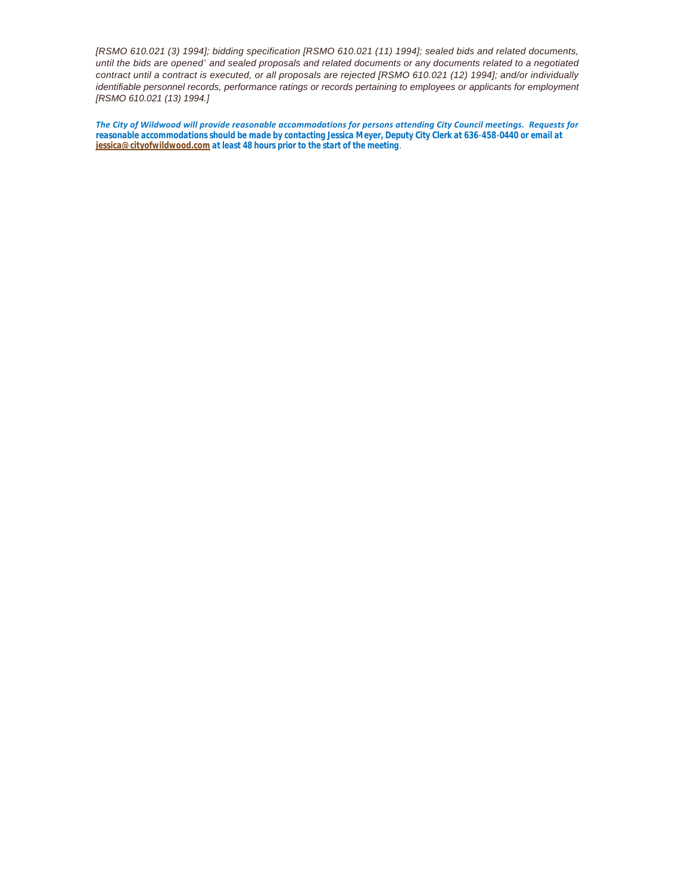*[RSMO 610.021 (3) 1994]; bidding specification [RSMO 610.021 (11) 1994]; sealed bids and related documents, until the bids are opened' and sealed proposals and related documents or any documents related to a negotiated contract until a contract is executed, or all proposals are rejected [RSMO 610.021 (12) 1994]; and/or individually identifiable personnel records, performance ratings or records pertaining to employees or applicants for employment [RSMO 610.021 (13) 1994.]*

***The City of Wildwood will provide reasonable accommodations for persons attending City Council meetings. Requests for reasonable accommodations should be made by contacting Jessica Meyer, Deputy City Clerk at 636-458-0440 or email at jessica@cityofwildwood.com at least 48 hours prior to the start of the meeting***.